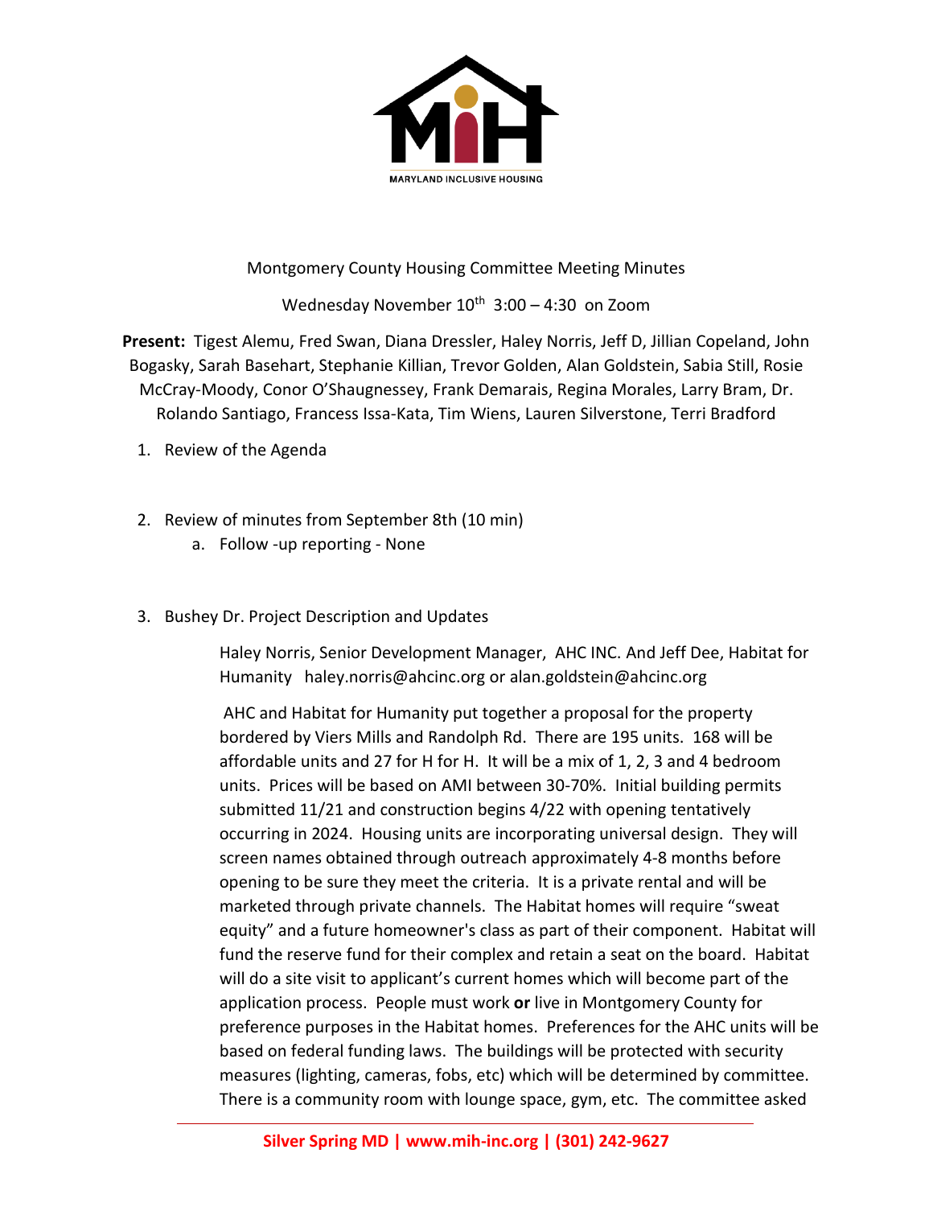MARYLAND INCLUSIVE HOUSING

Montgomery County Housing Committee Meeting Minutes

Wednesday November 10th 3:00 – 4:30 on Zoom

**Present:** Tigest Alemu, Fred Swan, Diana Dressler, Haley Norris, Jeff D, Jillian Copeland, John Bogasky, Sarah Basehart, Stephanie Killian, Trevor Golden, Alan Goldstein, Sabia Still, Rosie McCray-Moody, Conor O'Shaugnessey, Frank Demarais, Regina Morales, Larry Bram, Dr. Rolando Santiago, Francess Issa-Kata, Tim Wiens, Lauren Silverstone, Terri Bradford

1. Review of the Agenda

2. Review of minutes from September 8th (10 min)
   a. Follow -up reporting - None

3. Bushey Dr. Project Description and Updates

   Haley Norris, Senior Development Manager, AHC INC. And Jeff Dee, Habitat for Humanity haley.norris@ahcinc.org or alan.goldstein@ahcinc.org

   AHC and Habitat for Humanity put together a proposal for the property bordered by Viers Mills and Randolph Rd. There are 195 units. 168 will be affordable units and 27 for H for H. It will be a mix of 1, 2, 3 and 4 bedroom units. Prices will be based on AMI between 30-70%. Initial building permits submitted 11/21 and construction begins 4/22 with opening tentatively occurring in 2024. Housing units are incorporating universal design. They will screen names obtained through outreach approximately 4-8 months before opening to be sure they meet the criteria. It is a private rental and will be marketed through private channels. The Habitat homes will require "sweat equity" and a future homeowner's class as part of their component. Habitat will fund the reserve fund for their complex and retain a seat on the board. Habitat will do a site visit to applicant's current homes which will become part of the application process. People must work **or** live in Montgomery County for preference purposes in the Habitat homes. Preferences for the AHC units will be based on federal funding laws. The buildings will be protected with security measures (lighting, cameras, fobs, etc) which will be determined by committee. There is a community room with lounge space, gym, etc. The committee asked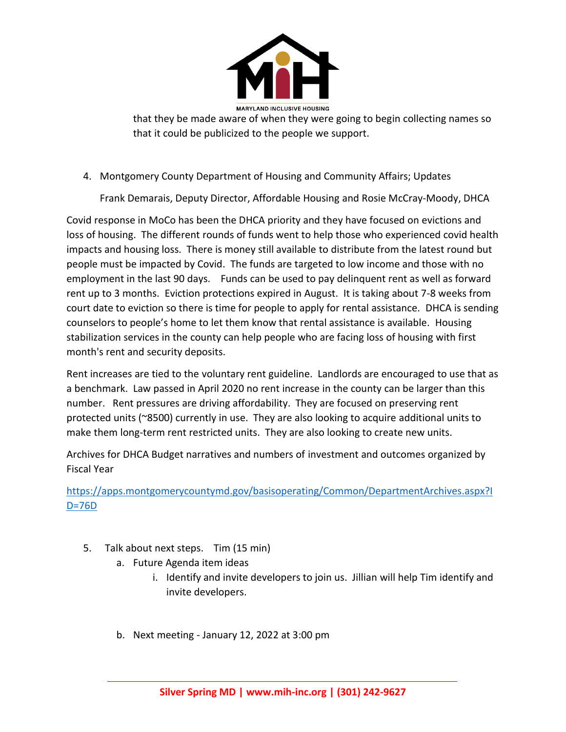that they be made aware of when they were going to begin collecting names so that it could be publicized to the people we support.

4. Montgomery County Department of Housing and Community Affairs; Updates

   Frank Demarais, Deputy Director, Affordable Housing and Rosie McCray-Moody, DHCA

Covid response in MoCo has been the DHCA priority and they have focused on evictions and loss of housing. The different rounds of funds went to help those who experienced covid health impacts and housing loss. There is money still available to distribute from the latest round but people must be impacted by Covid. The funds are targeted to low income and those with no employment in the last 90 days. Funds can be used to pay delinquent rent as well as forward rent up to 3 months. Eviction protections expired in August. It is taking about 7-8 weeks from court date to eviction so there is time for people to apply for rental assistance. DHCA is sending counselors to people's home to let them know that rental assistance is available. Housing stabilization services in the county can help people who are facing loss of housing with first month's rent and security deposits.

Rent increases are tied to the voluntary rent guideline. Landlords are encouraged to use that as a benchmark. Law passed in April 2020 no rent increase in the county can be larger than this number. Rent pressures are driving affordability. They are focused on preserving rent protected units (~8500) currently in use. They are also looking to acquire additional units to make them long-term rent restricted units. They are also looking to create new units.

Archives for DHCA Budget narratives and numbers of investment and outcomes organized by Fiscal Year

[https://apps.montgomerycountymd.gov/basisoperating/Common/DepartmentArchives.aspx?ID=76D](https://apps.montgomerycountymd.gov/basisoperating/Common/DepartmentArchives.aspx?ID=76D)

5. Talk about next steps. Tim (15 min)
   a. Future Agenda item ideas
      i. Identify and invite developers to join us. Jillian will help Tim identify and invite developers.

   b. Next meeting - January 12, 2022 at 3:00 pm